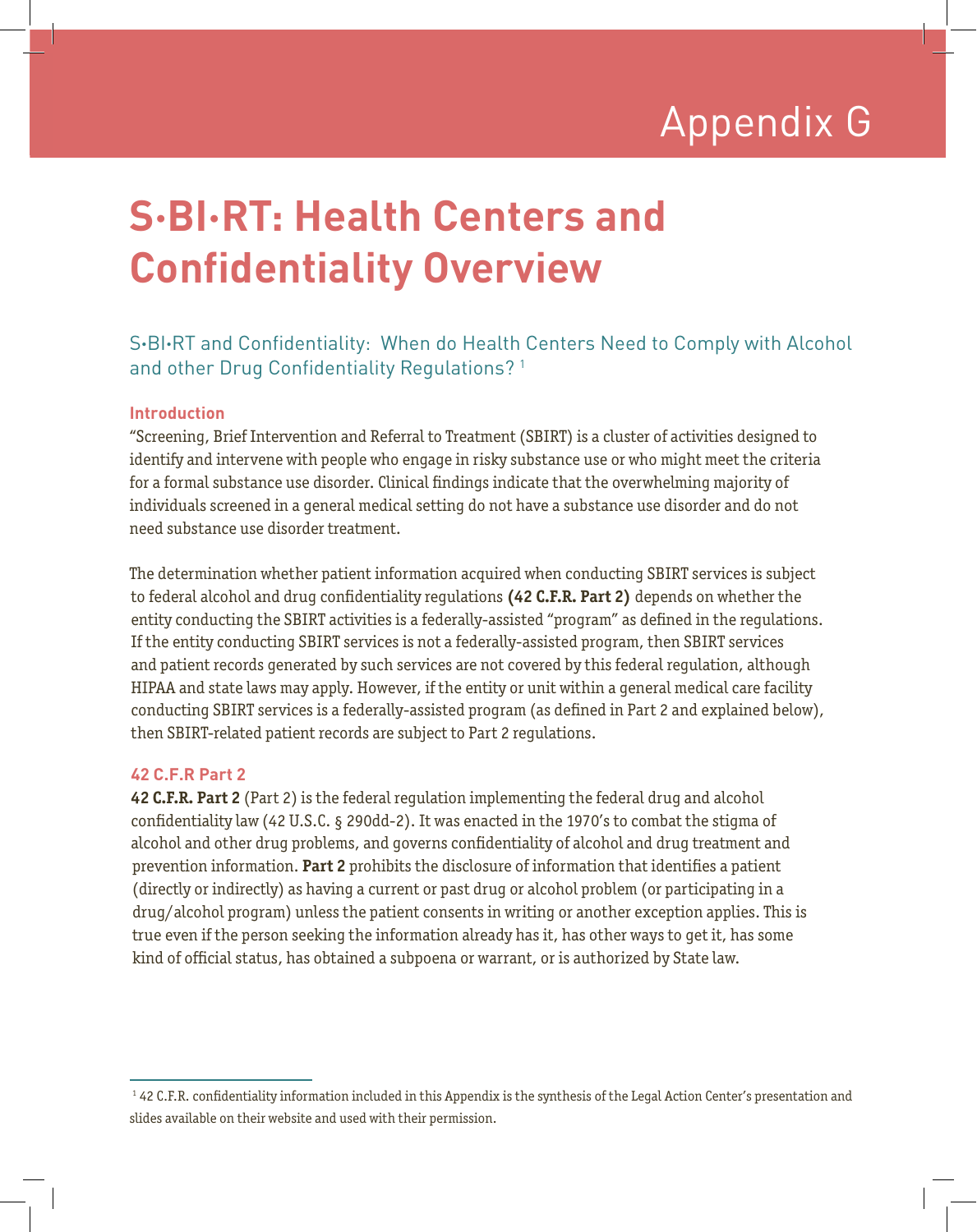# Appendix G

# S•BI•RT: Health Centers and Confidentiality Overview

## S•BI•RT and Confidentiality: When do Health Centers Need to Comply with Alcohol and other Drug Confidentiality Regulations? [1]

### Introduction

"Screening, Brief Intervention and Referral to Treatment (SBIRT) is a cluster of activities designed to identify and intervene with people who engage in risky substance use or who might meet the criteria for a formal substance use disorder. Clinical findings indicate that the overwhelming majority of individuals screened in a general medical setting do not have a substance use disorder and do not need substance use disorder treatment.

The determination whether patient information acquired when conducting SBIRT services is subject to federal alcohol and drug confidentiality regulations **(42 C.F.R. Part 2)** depends on whether the entity conducting the SBIRT activities is a federally-assisted "program" as defined in the regulations. If the entity conducting SBIRT services is not a federally-assisted program, then SBIRT services and patient records generated by such services are not covered by this federal regulation, although HIPAA and state laws may apply. However, if the entity or unit within a general medical care facility conducting SBIRT services is a federally-assisted program (as defined in Part 2 and explained below), then SBIRT-related patient records are subject to Part 2 regulations.

### 42 C.F.R Part 2

**42 C.F.R. Part 2** (Part 2) is the federal regulation implementing the federal drug and alcohol confidentiality law (42 U.S.C. § 290dd-2). It was enacted in the 1970's to combat the stigma of alcohol and other drug problems, and governs confidentiality of alcohol and drug treatment and prevention information. **Part 2** prohibits the disclosure of information that identifies a patient (directly or indirectly) as having a current or past drug or alcohol problem (or participating in a drug/alcohol program) unless the patient consents in writing or another exception applies. This is true even if the person seeking the information already has it, has other ways to get it, has some kind of official status, has obtained a subpoena or warrant, or is authorized by State law.

---

[1] 42 C.F.R. confidentiality information included in this Appendix is the synthesis of the Legal Action Center's presentation and slides available on their website and used with their permission.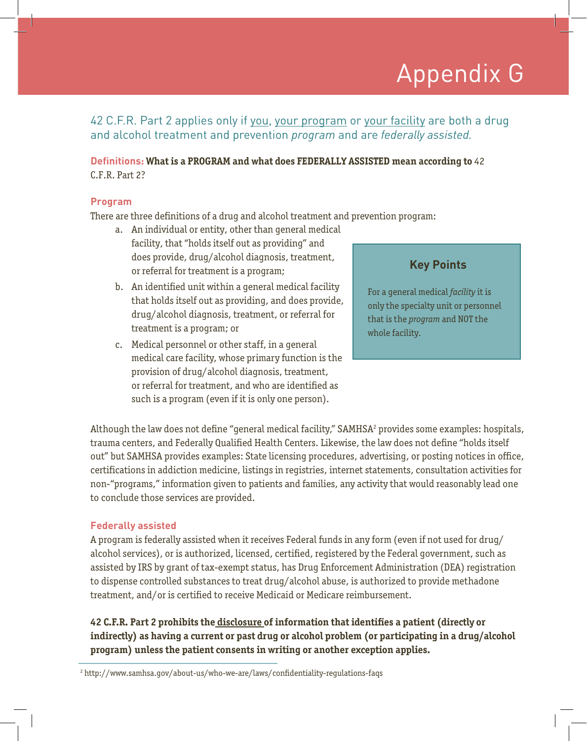# Appendix G

## 42 C.F.R. Part 2 applies only if <u>you</u>, <u>your program</u> or <u>your facility</u> are both a drug and alcohol treatment and prevention *program* and are *federally assisted.*

**Definitions: What is a PROGRAM and what does FEDERALLY ASSISTED mean according to** 42 C.F.R. Part 2?

### Program

There are three definitions of a drug and alcohol treatment and prevention program:

a. An individual or entity, other than general medical facility, that "holds itself out as providing" and does provide, drug/alcohol diagnosis, treatment, or referral for treatment is a program;

b. An identified unit within a general medical facility that holds itself out as providing, and does provide, drug/alcohol diagnosis, treatment, or referral for treatment is a program; or

c. Medical personnel or other staff, in a general medical care facility, whose primary function is the provision of drug/alcohol diagnosis, treatment, or referral for treatment, and who are identified as such is a program (even if it is only one person).

> **Key Points**
>
> For a general medical *facility* it is only the specialty unit or personnel that is the *program* and NOT the whole facility.

Although the law does not define "general medical facility," SAMHSA[2] provides some examples: hospitals, trauma centers, and Federally Qualified Health Centers. Likewise, the law does not define "holds itself out" but SAMHSA provides examples: State licensing procedures, advertising, or posting notices in office, certifications in addiction medicine, listings in registries, internet statements, consultation activities for non-"programs," information given to patients and families, any activity that would reasonably lead one to conclude those services are provided.

### Federally assisted

A program is federally assisted when it receives Federal funds in any form (even if not used for drug/alcohol services), or is authorized, licensed, certified, registered by the Federal government, such as assisted by IRS by grant of tax-exempt status, has Drug Enforcement Administration (DEA) registration to dispense controlled substances to treat drug/alcohol abuse, is authorized to provide methadone treatment, and/or is certified to receive Medicaid or Medicare reimbursement.

**42 C.F.R. Part 2 prohibits the <u>disclosure</u> of information that identifies a patient (directly or indirectly) as having a current or past drug or alcohol problem (or participating in a drug/alcohol program) unless the patient consents in writing or another exception applies.**

---

[2] http://www.samhsa.gov/about-us/who-we-are/laws/confidentiality-regulations-faqs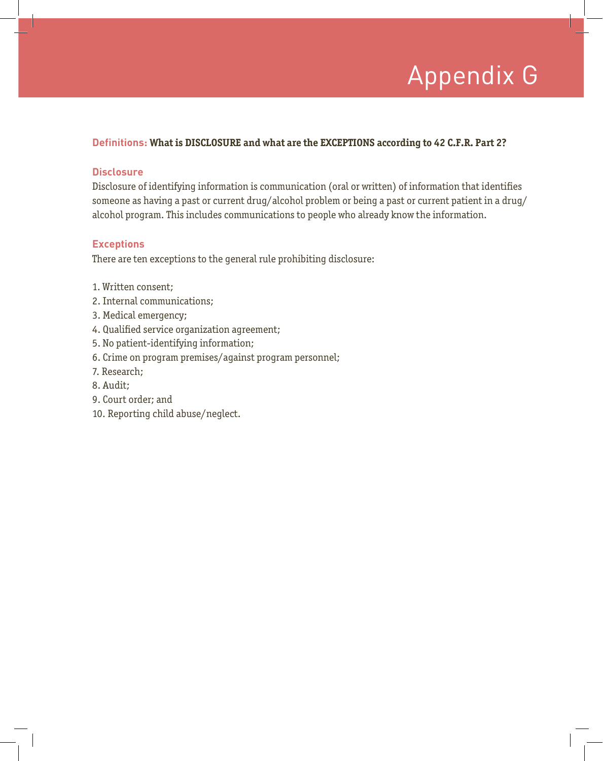# Appendix G

**Definitions: What is DISCLOSURE and what are the EXCEPTIONS according to 42 C.F.R. Part 2?**

## Disclosure

Disclosure of identifying information is communication (oral or written) of information that identifies someone as having a past or current drug/alcohol problem or being a past or current patient in a drug/alcohol program. This includes communications to people who already know the information.

## Exceptions

There are ten exceptions to the general rule prohibiting disclosure:

1. Written consent;
2. Internal communications;
3. Medical emergency;
4. Qualified service organization agreement;
5. No patient-identifying information;
6. Crime on program premises/against program personnel;
7. Research;
8. Audit;
9. Court order; and
10. Reporting child abuse/neglect.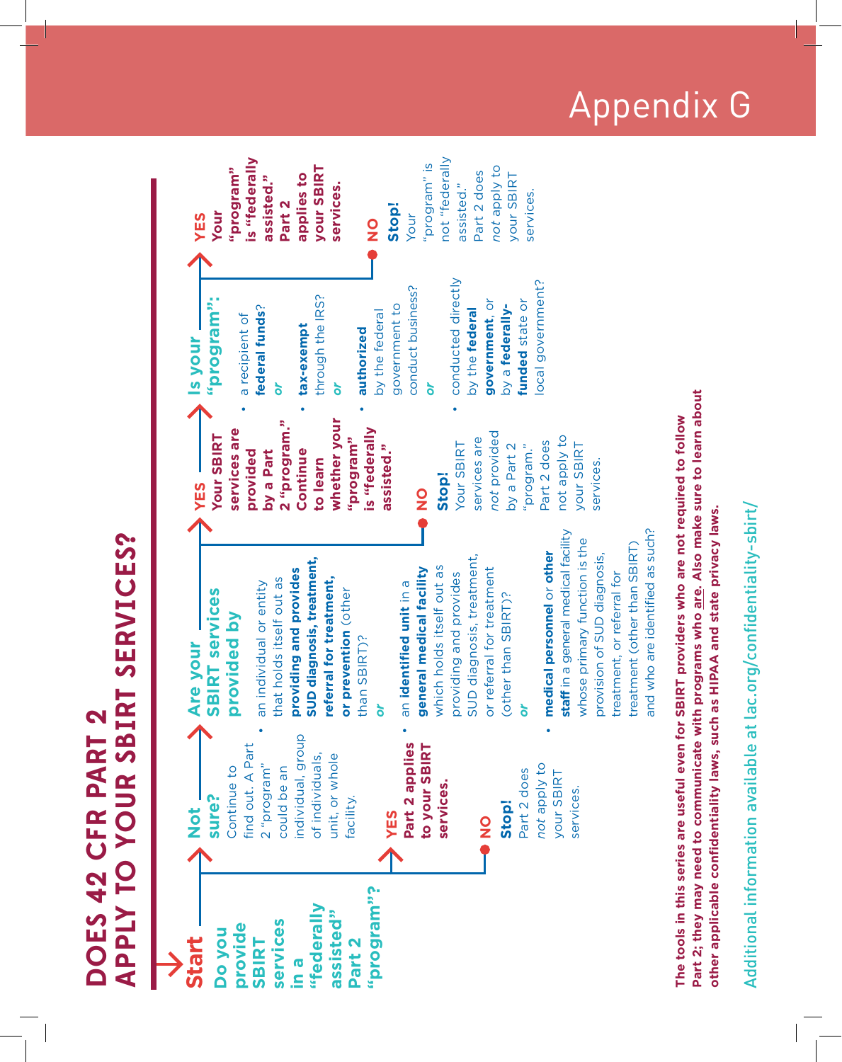# Appendix G

## DOES 42 CFR PART 2 APPLY TO YOUR SBIRT SERVICES?

**Start**

**Do you provide SBIRT services in a "federally assisted" Part 2 "program"?**

**Not sure?** Continue to find out. A Part 2 "program" could be an individual, group of individuals, unit, or whole facility.

**YES** **Part 2 applies to your SBIRT services.**

**NO** **Stop!** Part 2 does *not* apply to your SBIRT services.

**Are your SBIRT services provided by**

- an individual or entity that holds itself out as **providing and provides SUD diagnosis, treatment, referral for treatment, or prevention** (other than SBIRT)?

  *or*

- an **identified unit** in a **general medical facility** which holds itself out as providing and provides SUD diagnosis, treatment, or referral for treatment (other than SBIRT)?

  *or*

- **medical personnel** or **other staff** in a general medical facility whose primary function is the provision of SUD diagnosis, treatment, or referral for treatment (other than SBIRT) and who are identified as such?

**YES** **Your SBIRT services are provided by a Part 2 "program." Continue to learn whether your "program" is "federally assisted."**

**NO** **Stop!** Your SBIRT services are *not* provided by a Part 2 "program." Part 2 does not apply to your SBIRT services.

**Is your "program":**

- a recipient of **federal funds**?

  *or*

- **tax-exempt** through the IRS?

  *or*

- **authorized** by the federal government to conduct business?

  *or*

- conducted directly by the **federal government**, or by a **federally-funded** state or local government?

**YES** **Your "program" is "federally assisted." Part 2 applies to your SBIRT services.**

**NO** **Stop!** Your "program" is not "federally assisted." Part 2 does *not* apply to your SBIRT services.

**The tools in this series are useful even for SBIRT providers who are not required to follow Part 2; they may need to communicate with programs who are. Also make sure to learn about other applicable confidentiality laws, such as HIPAA and state privacy laws.**

Additional information available at lac.org/confidentiality-sbirt/